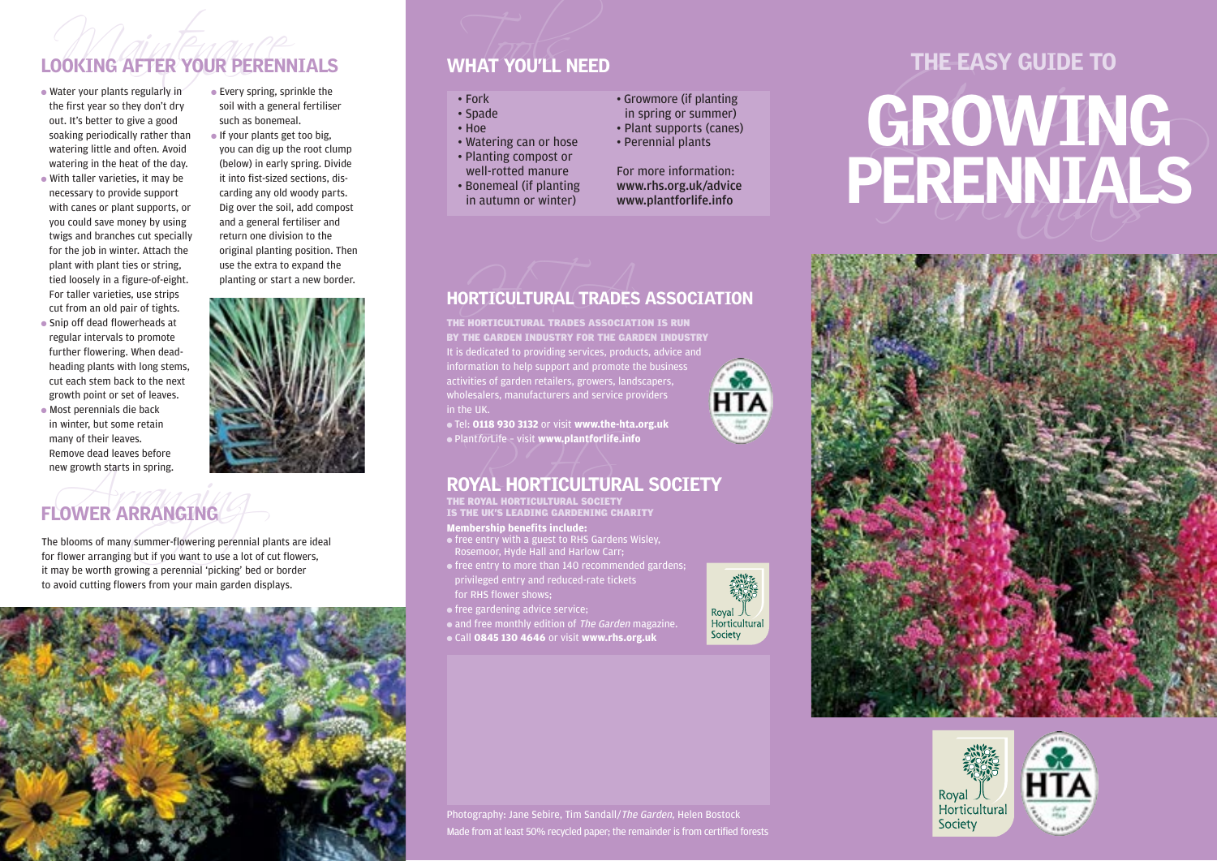## LOOKING AFTER YOUR PERENNIALS

- Water your plants regularly in the first year so they don't dry out. It's better to give a good soaking periodically rather than watering little and often. Avoid watering in the heat of the day.
- With taller varieties, it may be necessary to provide support with canes or plant supports, or you could save money by using twigs and branches cut specially for the job in winter. Attach the plant with plant ties or string, tied loosely in a figure-of-eight. For taller varieties, use strips cut from an old pair of tights.
- Snip off dead flowerheads at regular intervals to promote further flowering. When deadheading plants with long stems, cut each stem back to the next growth point or set of leaves.
- Most perennials die back in winter, but some retain many of their leaves. Remove dead leaves before new growth starts in spring.
- Every spring, sprinkle the soil with a general fertiliser such as bonemeal.
- If your plants get too big, you can dig up the root clump (below) in early spring. Divide it into fist-sized sections, discarding any old woody parts. Dig over the soil, add compost and a general fertiliser and return one division to the original planting position. Then use the extra to expand the planting or start a new border.

## FLOWER ARRANGING

The blooms of many summer-flowering perennial plants are ideal for flower arranging but if you want to use a lot of cut flowers, it may be worth growing a perennial 'picking' bed or border to avoid cutting flowers from your main garden displays.

## WHAT YOU'LL NEED

- Fork
- Spade
- Hoe
- Watering can or hose
- Planting compost or well-rotted manure
- Bonemeal (if planting in autumn or winter)
- Growmore (if planting in spring or summer)
- Plant supports (canes)
- Perennial plants

For more information:
**www.rhs.org.uk/advice**
**www.plantforlife.info**

## HORTICULTURAL TRADES ASSOCIATION

**THE HORTICULTURAL TRADES ASSOCIATION IS RUN BY THE GARDEN INDUSTRY FOR THE GARDEN INDUSTRY**

It is dedicated to providing services, products, advice and information to help support and promote the business activities of garden retailers, growers, landscapers, wholesalers, manufacturers and service providers in the UK.

- Tel: **0118 930 3132** or visit **www.the-hta.org.uk**
- Plant*for*Life – visit **www.plantforlife.info**

## ROYAL HORTICULTURAL SOCIETY

**THE ROYAL HORTICULTURAL SOCIETY IS THE UK'S LEADING GARDENING CHARITY**

**Membership benefits include:**

- free entry with a guest to RHS Gardens Wisley, Rosemoor, Hyde Hall and Harlow Carr;
- free entry to more than 140 recommended gardens; privileged entry and reduced-rate tickets for RHS flower shows;
- free gardening advice service;
- and free monthly edition of *The Garden* magazine.
- Call **0845 130 4646** or visit **www.rhs.org.uk**

Photography: Jane Sebire, Tim Sandall/*The Garden*, Helen Bostock
Made from at least 50% recycled paper; the remainder is from certified forests

# THE EASY GUIDE TO GROWING PERENNIALS

Royal Horticultural Society

HTA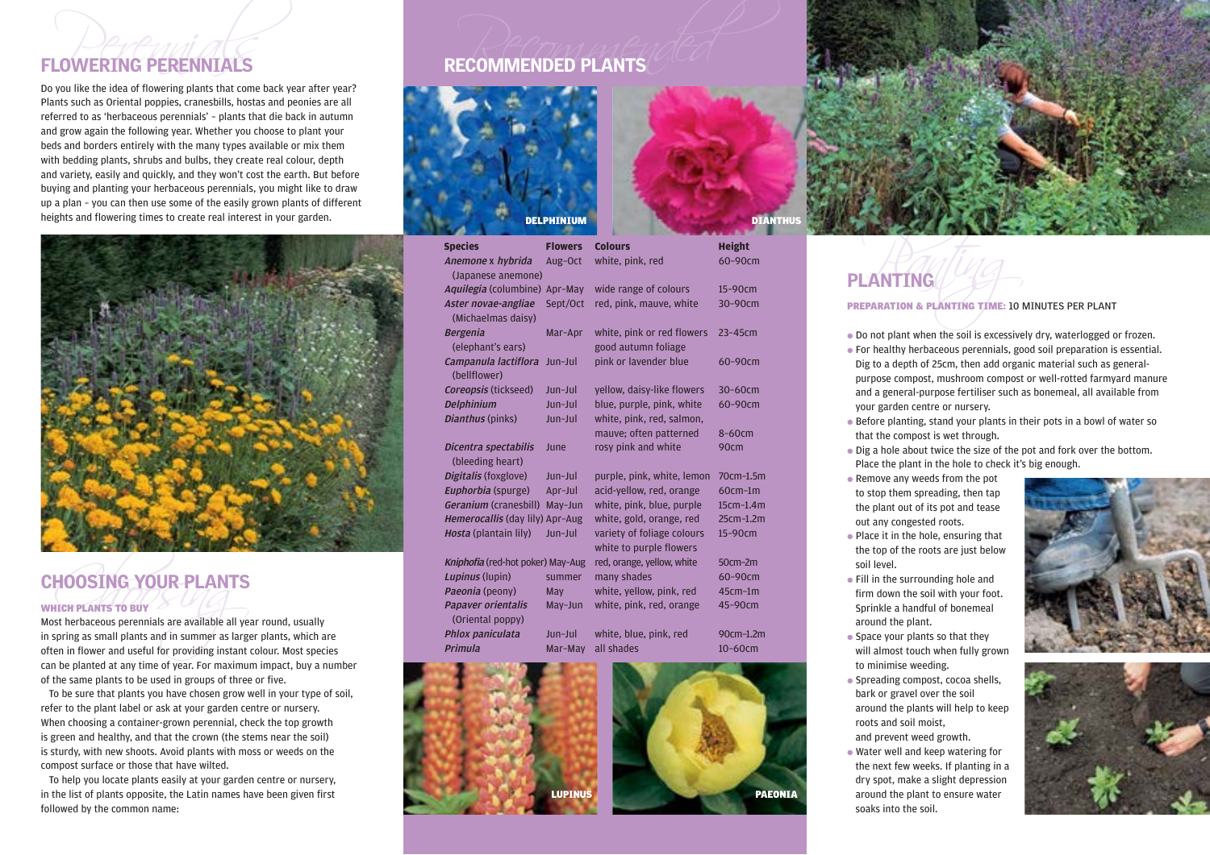## FLOWERING PERENNIALS

Do you like the idea of flowering plants that come back year after year? Plants such as Oriental poppies, cranesbills, hostas and peonies are all referred to as 'herbaceous perennials' – plants that die back in autumn and grow again the following year. Whether you choose to plant your beds and borders entirely with the many types available or mix them with bedding plants, shrubs and bulbs, they create real colour, depth and variety, easily and quickly, and they won't cost the earth. But before buying and planting your herbaceous perennials, you might like to draw up a plan – you can then use some of the easily grown plants of different heights and flowering times to create real interest in your garden.

## CHOOSING YOUR PLANTS

#### WHICH PLANTS TO BUY

Most herbaceous perennials are available all year round, usually in spring as small plants and in summer as larger plants, which are often in flower and useful for providing instant colour. Most species can be planted at any time of year. For maximum impact, buy a number of the same plants to be used in groups of three or five.

To be sure that plants you have chosen grow well in your type of soil, refer to the plant label or ask at your garden centre or nursery. When choosing a container-grown perennial, check the top growth is green and healthy, and that the crown (the stems near the soil) is sturdy, with new shoots. Avoid plants with moss or weeds on the compost surface or those that have wilted.

To help you locate plants easily at your garden centre or nursery, in the list of plants opposite, the Latin names have been given first followed by the common name:

## RECOMMENDED PLANTS

DELPHINIUM

DIANTHUS

| Species | Flowers | Colours | Height |
|---|---|---|---|
| *Anemone* x *hybrida* (Japanese anemone) | Aug-Oct | white, pink, red | 60-90cm |
| *Aquilegia* (columbine) | Apr-May | wide range of colours | 15-90cm |
| *Aster novae-angliae* (Michaelmas daisy) | Sept/Oct | red, pink, mauve, white | 30-90cm |
| *Bergenia* (elephant's ears) | Mar-Apr | white, pink or red flowers good autumn foliage | 23-45cm |
| *Campanula lactiflora* (bellflower) | Jun-Jul | pink or lavender blue | 60-90cm |
| *Coreopsis* (tickseed) | Jun-Jul | yellow, daisy-like flowers | 30-60cm |
| *Delphinium* | Jun-Jul | blue, purple, pink, white | 60-90cm |
| *Dianthus* (pinks) | Jun-Jul | white, pink, red, salmon, mauve; often patterned | 8-60cm |
| *Dicentra spectabilis* (bleeding heart) | June | rosy pink and white | 90cm |
| *Digitalis* (foxglove) | Jun-Jul | purple, pink, white, lemon | 70cm-1.5m |
| *Euphorbia* (spurge) | Apr-Jul | acid-yellow, red, orange | 60cm-1m |
| *Geranium* (cranesbill) | May-Jun | white, pink, blue, purple | 15cm-1.4m |
| *Hemerocallis* (day lily) | Apr-Aug | white, gold, orange, red | 25cm-1.2m |
| *Hosta* (plantain lily) | Jun-Jul | variety of foliage colours white to purple flowers | 15-90cm |
| *Kniphofia* (red-hot poker) | May-Aug | red, orange, yellow, white | 50cm-2m |
| *Lupinus* (lupin) | summer | many shades | 60-90cm |
| *Paeonia* (peony) | May | white, yellow, pink, red | 45cm-1m |
| *Papaver orientalis* (Oriental poppy) | May-Jun | white, pink, red, orange | 45-90cm |
| *Phlox paniculata* | Jun-Jul | white, blue, pink, red | 90cm-1.2m |
| *Primula* | Mar-May | all shades | 10-60cm |

LUPINUS

PAEONIA

## PLANTING

**PREPARATION & PLANTING TIME:** 10 MINUTES PER PLANT

- Do not plant when the soil is excessively dry, waterlogged or frozen.
- For healthy herbaceous perennials, good soil preparation is essential. Dig to a depth of 25cm, then add organic material such as general-purpose compost, mushroom compost or well-rotted farmyard manure and a general-purpose fertiliser such as bonemeal, all available from your garden centre or nursery.
- Before planting, stand your plants in their pots in a bowl of water so that the compost is wet through.
- Dig a hole about twice the size of the pot and fork over the bottom. Place the plant in the hole to check it's big enough.
- Remove any weeds from the pot to stop them spreading, then tap the plant out of its pot and tease out any congested roots.
- Place it in the hole, ensuring that the top of the roots are just below soil level.
- Fill in the surrounding hole and firm down the soil with your foot. Sprinkle a handful of bonemeal around the plant.
- Space your plants so that they will almost touch when fully grown to minimise weeding.
- Spreading compost, cocoa shells, bark or gravel over the soil around the plants will help to keep roots and soil moist, and prevent weed growth.
- Water well and keep watering for the next few weeks. If planting in a dry spot, make a slight depression around the plant to ensure water soaks into the soil.